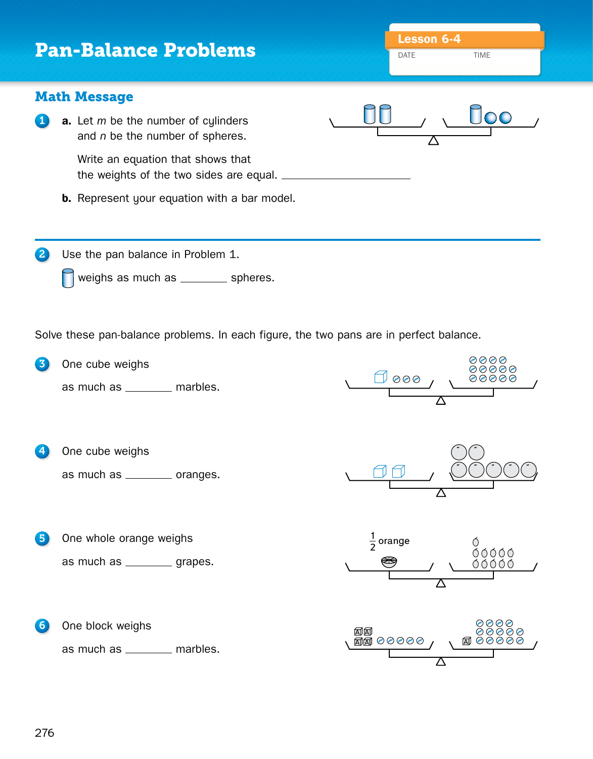# Pan-Balance Problems

Lesson 6-4

DATE TIME

## Math Message

1. **a.** Let $m$ be the number of cylinders and $n$ be the number of spheres.

   Write an equation that shows that the weights of the two sides are equal. ____________________

   **b.** Represent your equation with a bar model.

2. Use the pan balance in Problem 1.

   [cylinder] weighs as much as ________ spheres.

Solve these pan-balance problems. In each figure, the two pans are in perfect balance.

3. One cube weighs as much as ________ marbles.

4. One cube weighs as much as ________ oranges.

5. One whole orange weighs as much as ________ grapes.

   $\frac{1}{2}$ orange

6. One block weighs as much as ________ marbles.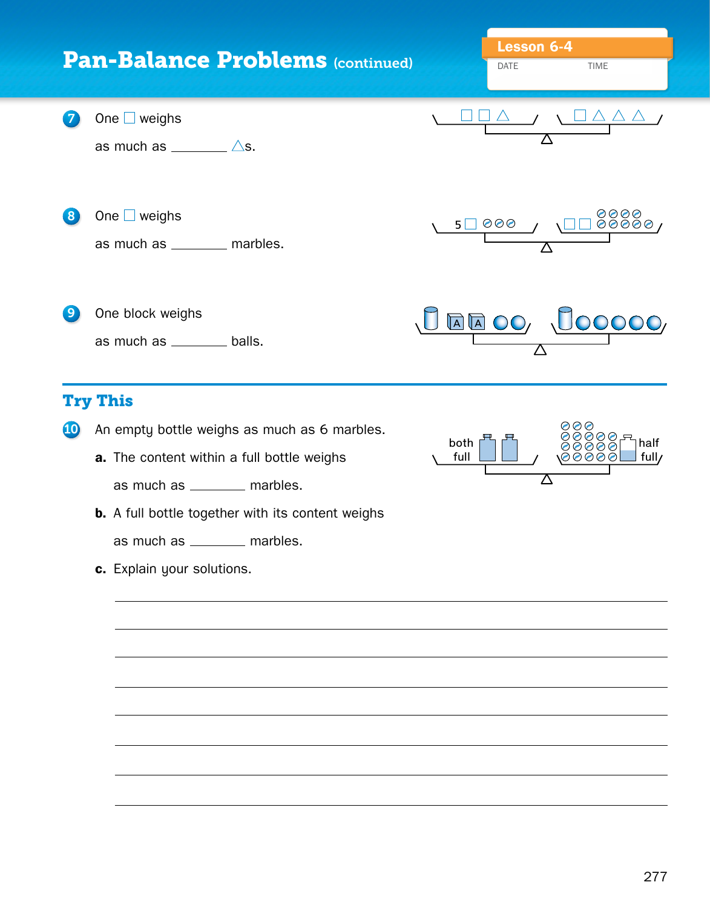# Pan-Balance Problems (continued)

Lesson 6-4

DATE TIME

**7** One □ weighs

as much as ________ △s.

**8** One □ weighs

as much as ________ marbles.

5

**9** One block weighs

as much as ________ balls.

A A

## Try This

**10** An empty bottle weighs as much as 6 marbles.

**a.** The content within a full bottle weighs

as much as ________ marbles.

**b.** A full bottle together with its content weighs

as much as ________ marbles.

**c.** Explain your solutions.

both full

half full

_______________________________________________

_______________________________________________

_______________________________________________

_______________________________________________

_______________________________________________

_______________________________________________

_______________________________________________

_______________________________________________